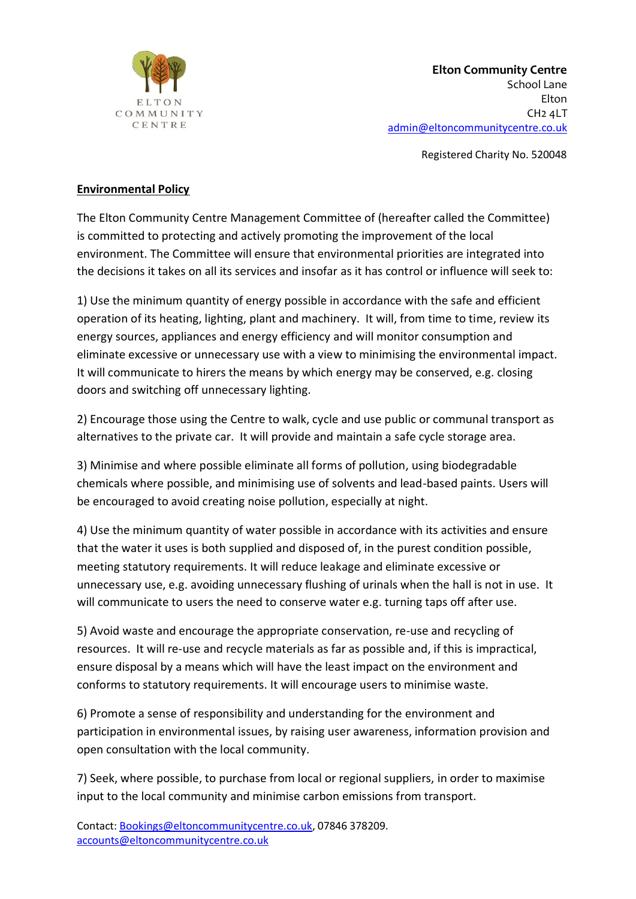ELTON COMMUNITY CENTRE

**Elton Community Centre**
School Lane
Elton
CH2 4LT
admin@eltoncommunitycentre.co.uk

Registered Charity No. 520048

**Environmental Policy**

The Elton Community Centre Management Committee of (hereafter called the Committee) is committed to protecting and actively promoting the improvement of the local environment. The Committee will ensure that environmental priorities are integrated into the decisions it takes on all its services and insofar as it has control or influence will seek to:

1) Use the minimum quantity of energy possible in accordance with the safe and efficient operation of its heating, lighting, plant and machinery. It will, from time to time, review its energy sources, appliances and energy efficiency and will monitor consumption and eliminate excessive or unnecessary use with a view to minimising the environmental impact. It will communicate to hirers the means by which energy may be conserved, e.g. closing doors and switching off unnecessary lighting.

2) Encourage those using the Centre to walk, cycle and use public or communal transport as alternatives to the private car. It will provide and maintain a safe cycle storage area.

3) Minimise and where possible eliminate all forms of pollution, using biodegradable chemicals where possible, and minimising use of solvents and lead-based paints. Users will be encouraged to avoid creating noise pollution, especially at night.

4) Use the minimum quantity of water possible in accordance with its activities and ensure that the water it uses is both supplied and disposed of, in the purest condition possible, meeting statutory requirements. It will reduce leakage and eliminate excessive or unnecessary use, e.g. avoiding unnecessary flushing of urinals when the hall is not in use. It will communicate to users the need to conserve water e.g. turning taps off after use.

5) Avoid waste and encourage the appropriate conservation, re-use and recycling of resources. It will re-use and recycle materials as far as possible and, if this is impractical, ensure disposal by a means which will have the least impact on the environment and conforms to statutory requirements. It will encourage users to minimise waste.

6) Promote a sense of responsibility and understanding for the environment and participation in environmental issues, by raising user awareness, information provision and open consultation with the local community.

7) Seek, where possible, to purchase from local or regional suppliers, in order to maximise input to the local community and minimise carbon emissions from transport.

Contact: Bookings@eltoncommunitycentre.co.uk, 07846 378209.
accounts@eltoncommunitycentre.co.uk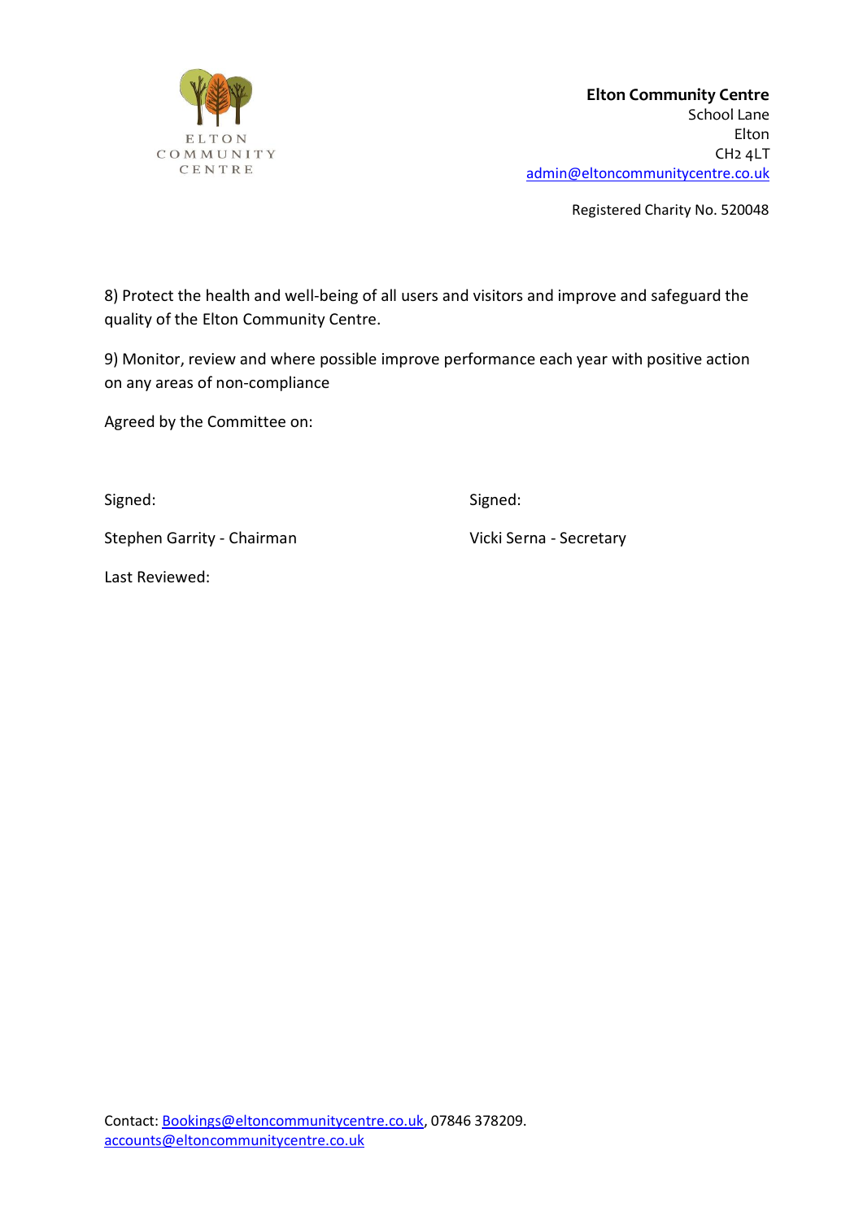**Elton Community Centre**
School Lane
Elton
CH2 4LT
admin@eltoncommunitycentre.co.uk

Registered Charity No. 520048

8) Protect the health and well-being of all users and visitors and improve and safeguard the quality of the Elton Community Centre.

9) Monitor, review and where possible improve performance each year with positive action on any areas of non-compliance

Agreed by the Committee on:

Signed:

Stephen Garrity - Chairman

Signed:

Vicki Serna - Secretary

Last Reviewed:

Contact: Bookings@eltoncommunitycentre.co.uk, 07846 378209.
accounts@eltoncommunitycentre.co.uk